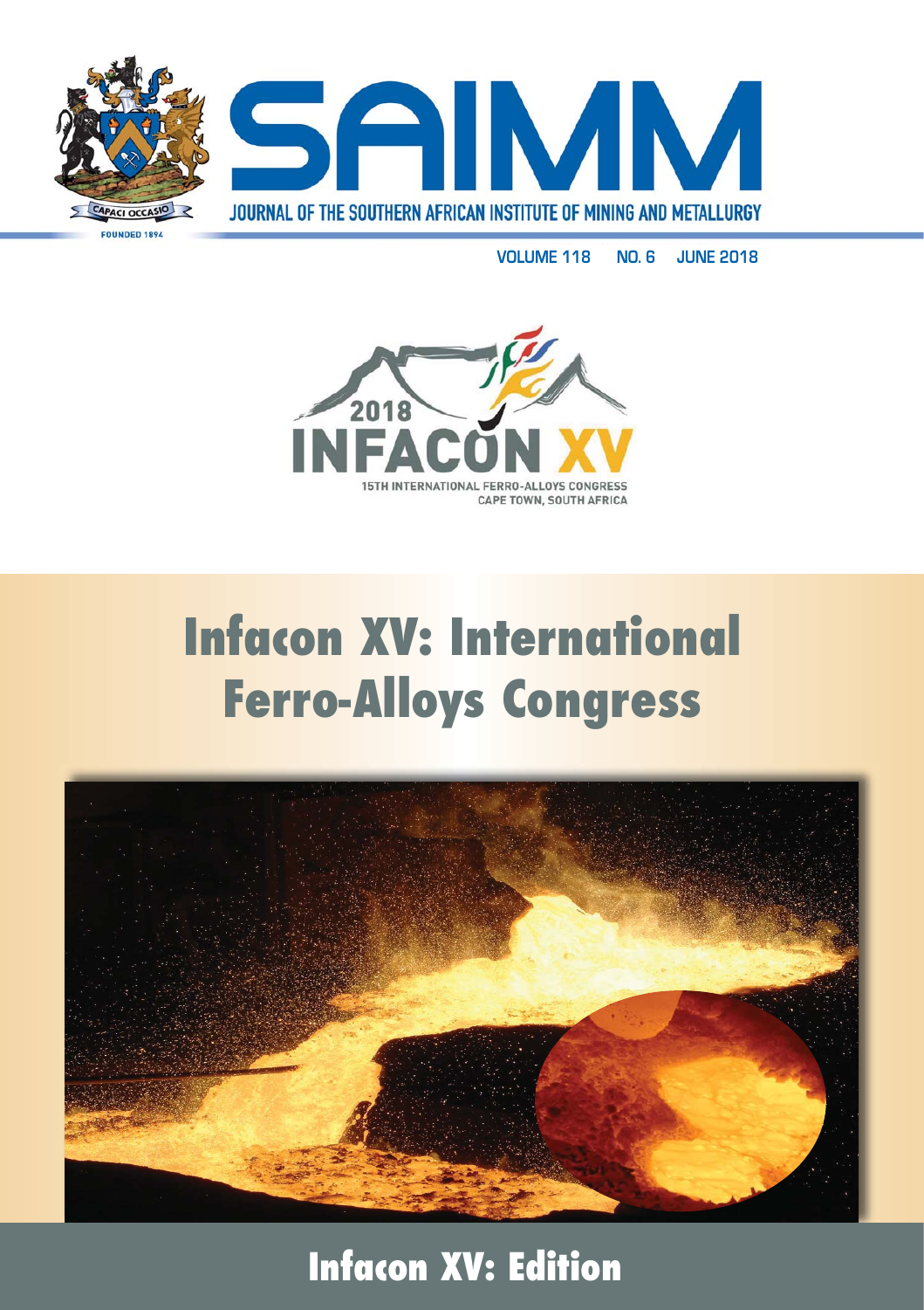# SAIMM

JOURNAL OF THE SOUTHERN AFRICAN INSTITUTE OF MINING AND METALLURGY

CAPACI OCCASIO

FOUNDED 1894

VOLUME 118 NO. 6 JUNE 2018

2018 INFACON XV

15TH INTERNATIONAL FERRO-ALLOYS CONGRESS
CAPE TOWN, SOUTH AFRICA

# Infacon XV: International Ferro-Alloys Congress

## Infacon XV: Edition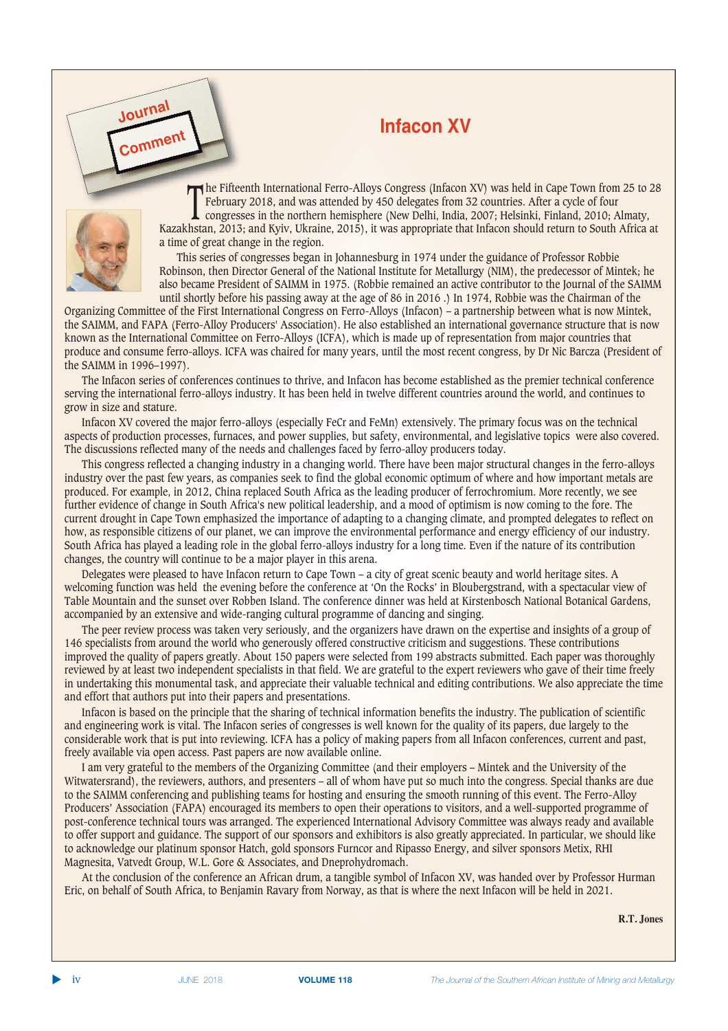Journal Comment

# Infacon XV

The Fifteenth International Ferro-Alloys Congress (Infacon XV) was held in Cape Town from 25 to 28 February 2018, and was attended by 450 delegates from 32 countries. After a cycle of four congresses in the northern hemisphere (New Delhi, India, 2007; Helsinki, Finland, 2010; Almaty, Kazakhstan, 2013; and Kyiv, Ukraine, 2015), it was appropriate that Infacon should return to South Africa at a time of great change in the region.

This series of congresses began in Johannesburg in 1974 under the guidance of Professor Robbie Robinson, then Director General of the National Institute for Metallurgy (NIM), the predecessor of Mintek; he also became President of SAIMM in 1975. (Robbie remained an active contributor to the Journal of the SAIMM until shortly before his passing away at the age of 86 in 2016 .) In 1974, Robbie was the Chairman of the Organizing Committee of the First International Congress on Ferro-Alloys (Infacon) – a partnership between what is now Mintek, the SAIMM, and FAPA (Ferro-Alloy Producers' Association). He also established an international governance structure that is now known as the International Committee on Ferro-Alloys (ICFA), which is made up of representation from major countries that produce and consume ferro-alloys. ICFA was chaired for many years, until the most recent congress, by Dr Nic Barcza (President of the SAIMM in 1996–1997).

The Infacon series of conferences continues to thrive, and Infacon has become established as the premier technical conference serving the international ferro-alloys industry. It has been held in twelve different countries around the world, and continues to grow in size and stature.

Infacon XV covered the major ferro-alloys (especially FeCr and FeMn) extensively. The primary focus was on the technical aspects of production processes, furnaces, and power supplies, but safety, environmental, and legislative topics were also covered. The discussions reflected many of the needs and challenges faced by ferro-alloy producers today.

This congress reflected a changing industry in a changing world. There have been major structural changes in the ferro-alloys industry over the past few years, as companies seek to find the global economic optimum of where and how important metals are produced. For example, in 2012, China replaced South Africa as the leading producer of ferrochromium. More recently, we see further evidence of change in South Africa's new political leadership, and a mood of optimism is now coming to the fore. The current drought in Cape Town emphasized the importance of adapting to a changing climate, and prompted delegates to reflect on how, as responsible citizens of our planet, we can improve the environmental performance and energy efficiency of our industry. South Africa has played a leading role in the global ferro-alloys industry for a long time. Even if the nature of its contribution changes, the country will continue to be a major player in this arena.

Delegates were pleased to have Infacon return to Cape Town – a city of great scenic beauty and world heritage sites. A welcoming function was held the evening before the conference at 'On the Rocks' in Bloubergstrand, with a spectacular view of Table Mountain and the sunset over Robben Island. The conference dinner was held at Kirstenbosch National Botanical Gardens, accompanied by an extensive and wide-ranging cultural programme of dancing and singing.

The peer review process was taken very seriously, and the organizers have drawn on the expertise and insights of a group of 146 specialists from around the world who generously offered constructive criticism and suggestions. These contributions improved the quality of papers greatly. About 150 papers were selected from 199 abstracts submitted. Each paper was thoroughly reviewed by at least two independent specialists in that field. We are grateful to the expert reviewers who gave of their time freely in undertaking this monumental task, and appreciate their valuable technical and editing contributions. We also appreciate the time and effort that authors put into their papers and presentations.

Infacon is based on the principle that the sharing of technical information benefits the industry. The publication of scientific and engineering work is vital. The Infacon series of congresses is well known for the quality of its papers, due largely to the considerable work that is put into reviewing. ICFA has a policy of making papers from all Infacon conferences, current and past, freely available via open access. Past papers are now available online.

I am very grateful to the members of the Organizing Committee (and their employers – Mintek and the University of the Witwatersrand), the reviewers, authors, and presenters – all of whom have put so much into the congress. Special thanks are due to the SAIMM conferencing and publishing teams for hosting and ensuring the smooth running of this event. The Ferro-Alloy Producers' Association (FAPA) encouraged its members to open their operations to visitors, and a well-supported programme of post-conference technical tours was arranged. The experienced International Advisory Committee was always ready and available to offer support and guidance. The support of our sponsors and exhibitors is also greatly appreciated. In particular, we should like to acknowledge our platinum sponsor Hatch, gold sponsors Furncor and Ripasso Energy, and silver sponsors Metix, RHI Magnesita, Vatvedt Group, W.L. Gore & Associates, and Dneprohydromach.

At the conclusion of the conference an African drum, a tangible symbol of Infacon XV, was handed over by Professor Hurman Eric, on behalf of South Africa, to Benjamin Ravary from Norway, as that is where the next Infacon will be held in 2021.

**R.T. Jones**